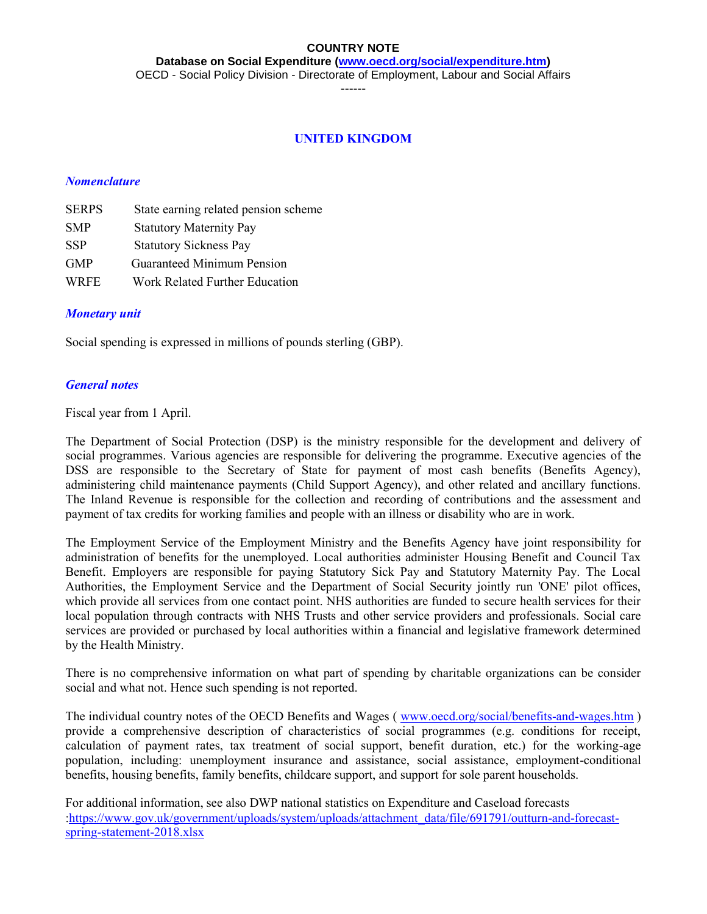**COUNTRY NOTE**

**Database on Social Expenditure ([www.oecd.org/social/expenditure.htm](www.oecd.org/social/expenditure.htm))**

OECD - Social Policy Division - Directorate of Employment, Labour and Social Affairs

------

# UNITED KINGDOM

## *Nomenclature*

| | |
|---|---|
| SERPS | State earning related pension scheme |
| SMP | Statutory Maternity Pay |
| SSP | Statutory Sickness Pay |
| GMP | Guaranteed Minimum Pension |
| WRFE | Work Related Further Education |

## *Monetary unit*

Social spending is expressed in millions of pounds sterling (GBP).

## *General notes*

Fiscal year from 1 April.

The Department of Social Protection (DSP) is the ministry responsible for the development and delivery of social programmes. Various agencies are responsible for delivering the programme. Executive agencies of the DSS are responsible to the Secretary of State for payment of most cash benefits (Benefits Agency), administering child maintenance payments (Child Support Agency), and other related and ancillary functions. The Inland Revenue is responsible for the collection and recording of contributions and the assessment and payment of tax credits for working families and people with an illness or disability who are in work.

The Employment Service of the Employment Ministry and the Benefits Agency have joint responsibility for administration of benefits for the unemployed. Local authorities administer Housing Benefit and Council Tax Benefit. Employers are responsible for paying Statutory Sick Pay and Statutory Maternity Pay. The Local Authorities, the Employment Service and the Department of Social Security jointly run 'ONE' pilot offices, which provide all services from one contact point. NHS authorities are funded to secure health services for their local population through contracts with NHS Trusts and other service providers and professionals. Social care services are provided or purchased by local authorities within a financial and legislative framework determined by the Health Ministry.

There is no comprehensive information on what part of spending by charitable organizations can be consider social and what not. Hence such spending is not reported.

The individual country notes of the OECD Benefits and Wages ( [www.oecd.org/social/benefits-and-wages.htm](www.oecd.org/social/benefits-and-wages.htm) ) provide a comprehensive description of characteristics of social programmes (e.g. conditions for receipt, calculation of payment rates, tax treatment of social support, benefit duration, etc.) for the working-age population, including: unemployment insurance and assistance, social assistance, employment-conditional benefits, housing benefits, family benefits, childcare support, and support for sole parent households.

For additional information, see also DWP national statistics on Expenditure and Caseload forecasts :[https://www.gov.uk/government/uploads/system/uploads/attachment_data/file/691791/outturn-and-forecast-spring-statement-2018.xlsx](https://www.gov.uk/government/uploads/system/uploads/attachment_data/file/691791/outturn-and-forecast-spring-statement-2018.xlsx)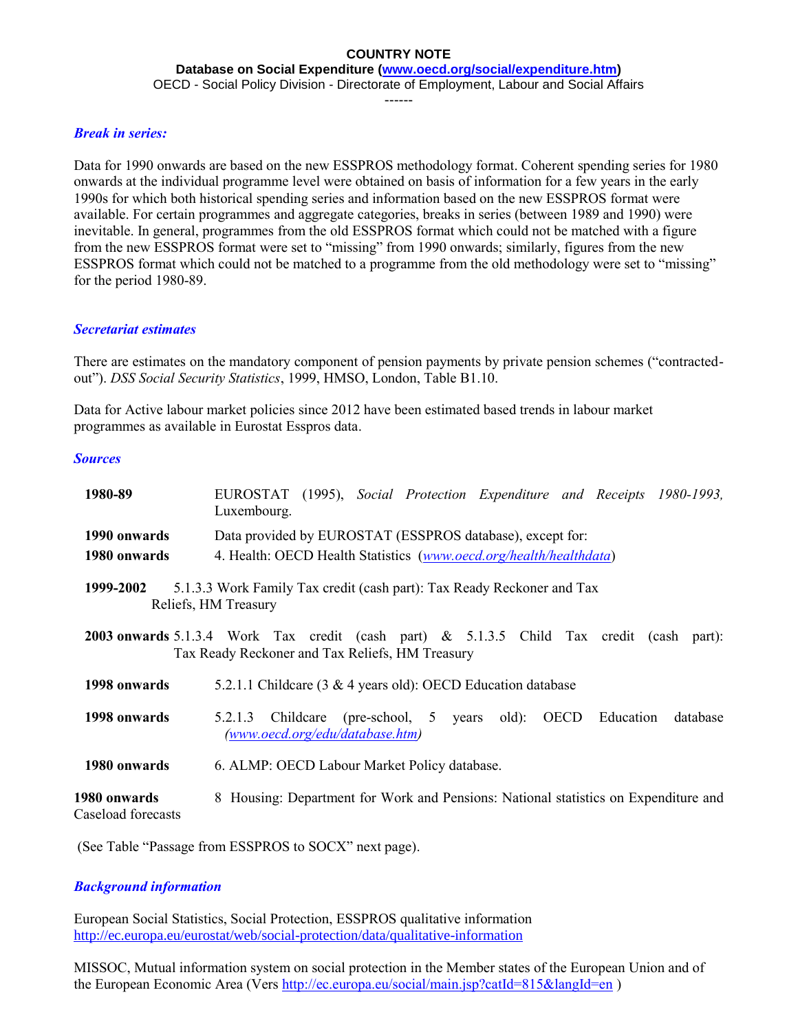**COUNTRY NOTE**

**Database on Social Expenditure ([www.oecd.org/social/expenditure.htm](www.oecd.org/social/expenditure.htm))**

OECD - Social Policy Division - Directorate of Employment, Labour and Social Affairs

------

### *Break in series:*

Data for 1990 onwards are based on the new ESSPROS methodology format. Coherent spending series for 1980 onwards at the individual programme level were obtained on basis of information for a few years in the early 1990s for which both historical spending series and information based on the new ESSPROS format were available. For certain programmes and aggregate categories, breaks in series (between 1989 and 1990) were inevitable. In general, programmes from the old ESSPROS format which could not be matched with a figure from the new ESSPROS format were set to "missing" from 1990 onwards; similarly, figures from the new ESSPROS format which could not be matched to a programme from the old methodology were set to "missing" for the period 1980-89.

### *Secretariat estimates*

There are estimates on the mandatory component of pension payments by private pension schemes ("contracted-out"). *DSS Social Security Statistics*, 1999, HMSO, London, Table B1.10.

Data for Active labour market policies since 2012 have been estimated based trends in labour market programmes as available in Eurostat Esspros data.

### *Sources*

**1980-89** EUROSTAT (1995), *Social Protection Expenditure and Receipts 1980-1993,* Luxembourg.

**1990 onwards** Data provided by EUROSTAT (ESSPROS database), except for:

**1980 onwards** 4. Health: OECD Health Statistics (*www.oecd.org/health/healthdata*)

**1999-2002** 5.1.3.3 Work Family Tax credit (cash part): Tax Ready Reckoner and Tax Reliefs, HM Treasury

**2003 onwards** 5.1.3.4 Work Tax credit (cash part) & 5.1.3.5 Child Tax credit (cash part): Tax Ready Reckoner and Tax Reliefs, HM Treasury

**1998 onwards** 5.2.1.1 Childcare (3 & 4 years old): OECD Education database

**1998 onwards** 5.2.1.3 Childcare (pre-school, 5 years old): OECD Education database *(www.oecd.org/edu/database.htm)*

**1980 onwards** 6. ALMP: OECD Labour Market Policy database.

**1980 onwards** 8 Housing: Department for Work and Pensions: National statistics on Expenditure and Caseload forecasts

(See Table "Passage from ESSPROS to SOCX" next page).

### *Background information*

European Social Statistics, Social Protection, ESSPROS qualitative information
http://ec.europa.eu/eurostat/web/social-protection/data/qualitative-information

MISSOC, Mutual information system on social protection in the Member states of the European Union and of the European Economic Area (Vers http://ec.europa.eu/social/main.jsp?catId=815&langId=en )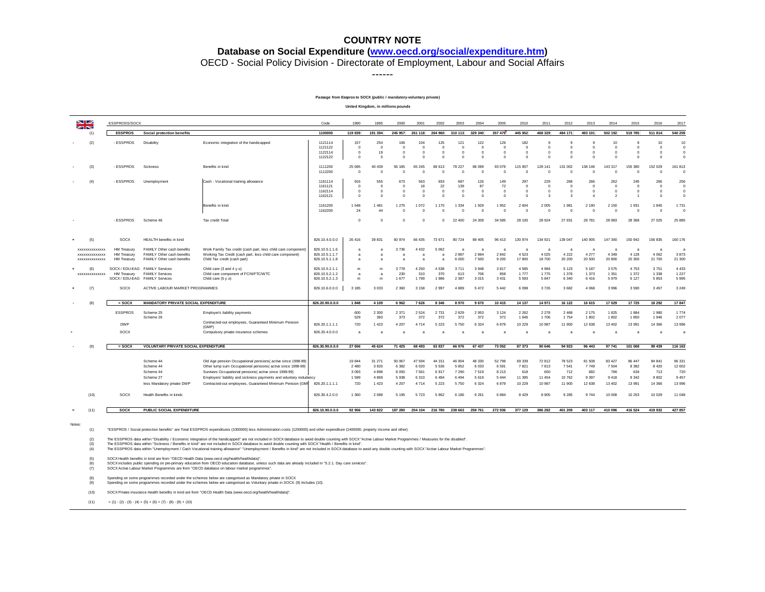# COUNTRY NOTE

## Database on Social Expenditure (www.oecd.org/social/expenditure.htm)

OECD - Social Policy Division - Directorate of Employment, Labour and Social Affairs

------

**Passage from Esspros to SOCX (public / mandatory-voluntary private)**

**United Kingdom, in millions pounds**

| | | ESSPROSS/SOCX | | | Code | 1990 | 1995 | 2000 | 2001 | 2002 | 2003 | 2004 | 2005 | 2010 | 2011 | 2012 | 2013 | 2014 | 2015 | 2016 | 2017 |
|---|---|---|---|---|---|---|---|---|---|---|---|---|---|---|---|---|---|---|---|---|---|
| | (1) | **ESSPROS** | **Social protection benefits** | | **1100000** | **119 839** | **191 394** | **245 957** | **261 118** | **264 960** | **310 113** | **329 340** | **357 479** | **445 952** | **468 329** | **484 171** | **493 101** | **502 192** | **519 785** | **511 814** | **540 259** |
| - | (2) | - ESSPROS | Disability | Economic integration of the handicapped | 1121114 | 157 | 254 | 106 | 104 | 125 | 121 | 122 | 126 | 182 | 9 | 9 | 9 | 10 | 9 | 10 | 10 |
| | | | | | 1121122 | 0 | 0 | 0 | 0 | 0 | 0 | 0 | 0 | 0 | 0 | 0 | 0 | 0 | 0 | 0 | 0 |
| | | | | | 1122114 | 0 | 19 | 0 | 0 | 0 | 0 | 0 | 0 | 0 | 0 | 0 | 0 | 0 | 0 | 0 | 0 |
| | | | | | 1122122 | 0 | 0 | 0 | 0 | 0 | 0 | 0 | 0 | 0 | 0 | 0 | 0 | 0 | 0 | 0 | 0 |
| - | (3) | - ESSPROS | Sickness | Benefits in kind | 1111200 | 25 695 | 40 439 | 56 185 | 65 245 | 68 613 | 78 227 | 86 099 | 93 079 | 115 907 | 128 141 | 131 002 | 138 146 | 143 317 | 155 380 | 152 029 | 161 813 |
| | | | | | 1112200 | 0 | 0 | 0 | 0 | 0 | 0 | 0 | 0 | 0 | 0 | 0 | 0 | 0 | 0 | 0 | 0 |
| - | (4) | - ESSPROS | Unemployment | Cash - Vocational training allowance | 1161114 | 916 | 555 | 673 | 563 | 653 | 687 | 126 | 149 | 297 | 229 | 268 | 266 | 262 | 245 | 266 | 256 |
| | | | | | 1161121 | 0 | 0 | 0 | 18 | 22 | 139 | 87 | 72 | 0 | 0 | 0 | 0 | 0 | 0 | 0 | 0 |
| | | | | | 1162114 | 0 | 0 | 0 | 0 | 0 | 0 | 0 | 0 | 0 | 0 | 0 | 0 | 0 | 0 | 0 | 0 |
| | | | | | 1162121 | 0 | 0 | 0 | 0 | 0 | 0 | 0 | 0 | 0 | 3 | 3 | 4 | 2 | 1 | 0 | 0 |
| | | | | Benefits in kind | 1161200 | 1 548 | 1 481 | 1 275 | 1 072 | 1 170 | 1 334 | 1 929 | 1 952 | 2 604 | 2 005 | 1 981 | 2 190 | 2 150 | 1 931 | 1 845 | 1 731 |
| | | | | | 1162200 | 24 | 44 | 0 | 0 | 0 | 0 | 0 | 0 | 0 | 0 | 0 | 0 | 0 | 0 | 0 | 0 |
| - | | - ESSPROS | Scheme 46 | Tax credit Total | | 0 | 0 | 0 | 0 | 0 | 22 400 | 24 309 | 34 585 | 28 100 | 28 924 | 27 931 | 28 781 | 28 983 | 28 368 | 27 025 | 25 885 |
| + | (5) | SOCX | HEALTH benefits in kind | | 826.10.4.0.0.0 | 26 416 | 39 831 | 60 974 | 66 435 | 73 671 | 80 724 | 89 405 | 96 413 | 130 974 | 134 921 | 139 047 | 140 905 | 147 340 | 150 942 | 156 835 | 160 176 |
| | xxxxxxxxxxxxxx | HM Treasury | FAMILY Other cash benefits | Work Family Tax credit (cash part, less child care component) | 826.10.5.1.1.6 | a | a | 3 736 | 4 432 | 5 062 | a | a | a | a | a | a | a | a | a | a | a |
| | xxxxxxxxxxxxxx | HM Treasury | FAMILY Other cash benefits | Working Tax Credit (cash part, less child care component) | 826.10.5.1.1.7 | a | a | a | a | a | 2 887 | 2 894 | 2 842 | 4 523 | 4 025 | 4 222 | 4 277 | 4 349 | 4 128 | 4 062 | 3 873 |
| | xxxxxxxxxxxxxx | HM Treasury | FAMILY Other cash benefits | Child Tax credit (cash part) | 826.10.5.1.1.8 | a | a | a | a | a | 6 000 | 7 500 | 9 200 | 17 800 | 18 700 | 20 200 | 20 500 | 20 800 | 20 300 | 21 700 | 21 300 |
| + | (6) | SOCX / EDU-EAG | FAMILY Services | Child care (3 and 4 y.o) | 826.10.5.2.1.1 | m | m | 3 778 | 4 250 | 4 538 | 3 711 | 3 948 | 3 817 | 4 585 | 4 984 | 5 123 | 5 187 | 3 575 | 4 753 | 3 751 | 4 433 |
| | xxxxxxxxxxxxxx | HM Treasury | FAMILY Services | Child care component of FC/WFTC/WTC | 826.10.5.2.1.2 | a | a | 230 | 310 | 370 | 613 | 706 | 858 | 1 777 | 1 775 | 1 378 | 1 373 | 1 351 | 1 372 | 1 338 | 1 227 |
| | | SOCX / EDU-EAG | FAMILY Services | Child care (5 y.o) | 826.10.5.2.1.3 | m | m | 1 677 | 1 799 | 1 986 | 2 387 | 3 015 | 3 431 | 5 593 | 5 847 | 6 340 | 6 416 | 5 979 | 6 127 | 5 853 | 5 995 |
| + | (7) | SOCX | ACTIVE LABOUR MARKET PROGRAMMES | | 826.10.6.0.0.0 | 3 185 | 3 033 | 2 360 | 3 158 | 2 997 | 4 889 | 5 472 | 5 442 | 6 098 | 3 726 | 3 682 | 4 068 | 3 996 | 3 590 | 3 457 | 3 249 |
| - | (8) | = SOCX | **MANDATORY PRIVATE SOCIAL EXPENDITURE** | | **826.20.90.0.0.0** | **1 848** | **4 109** | **6 962** | **7 626** | **8 346** | **8 970** | **9 670** | **10 415** | **14 137** | **14 971** | **16 122** | **16 615** | **17 029** | **17 725** | **18 292** | **17 847** |
| | | ESSPROS | Scheme 25 | Employer's liability payments | | 600 | 2 300 | 2 371 | 2 524 | 2 731 | 2 829 | 2 953 | 3 124 | 2 262 | 2 278 | 2 468 | 2 175 | 1 825 | 1 884 | 1 980 | 1 774 |
| | | | Scheme 26 | | | 529 | 383 | 373 | 372 | 372 | 372 | 372 | 372 | 1 646 | 1 706 | 1 754 | 1 802 | 1 802 | 1 850 | 1 946 | 2 077 |
| | | DWP | | Contracted-out employees, Guaranteed Minimum Pension (GMP) | 826.10.1.1.1.1 | 720 | 1 423 | 4 207 | 4 714 | 5 223 | 5 750 | 6 324 | 6 879 | 10 229 | 10 987 | 11 900 | 12 638 | 13 402 | 13 991 | 14 366 | 13 996 |
| + | | SOCX | | Compulsory private insurance schemes | 826.20.4.0.0.0 | a | a | a | a | a | a | a | a | a | a | a | a | a | a | a | a |
| - | (9) | = SOCX | **VOLUNTARY PRIVATE SOCIAL EXPENDITURE** | | **826.30.90.0.0.0** | **27 656** | **45 624** | **71 425** | **68 493** | **63 837** | **66 976** | **67 437** | **73 052** | **87 373** | **90 646** | **94 923** | **96 443** | **97 741** | **101 068** | **99 439** | **116 163** |
| | | | Scheme 44 | Old Age pension Occupational pensions( active since 1998-99) | | 19 844 | 31 271 | 50 067 | 47 594 | 44 151 | 46 904 | 48 330 | 52 799 | 69 339 | 72 812 | 78 523 | 81 508 | 83 427 | 86 447 | 84 841 | 96 331 |
| | | | Scheme 44 | Other lump sum Occupational pensions( active since 1998-99) | | 2 480 | 3 920 | 6 382 | 6 020 | 5 536 | 5 852 | 6 033 | 6 591 | 7 821 | 7 813 | 7 541 | 7 749 | 7 504 | 8 382 | 8 420 | 12 602 |
| | | | Scheme 44 | Survivors Occupational pensions( active since 1998-99) | | 3 093 | 4 898 | 8 050 | 7 561 | 6 917 | 7 290 | 7 519 | 8 213 | 618 | 650 | 712 | 682 | 786 | 634 | 713 | 720 |
| | | | Scheme 27 | Employers' liability and sickness payments and voluntary redudancy | | 1 599 | 4 869 | 5 938 | 6 310 | 6 494 | 6 494 | 5 619 | 5 444 | 11 395 | 11 454 | 10 762 | 9 397 | 9 418 | 9 342 | 9 802 | 9 457 |
| | | | less Mandatory private DWP | Contracted-out employees, Guaranteed Minimum Pension (GMP) | 826.10.1.1.1.1 | 720 | 1 423 | 4 207 | 4 714 | 5 223 | 5 750 | 6 324 | 6 879 | 10 229 | 10 987 | 11 900 | 12 638 | 13 402 | 13 991 | 14 366 | 13 996 |
| | (10) | SOCX | Health Benefits in kinds | | 826.30.4.2.0.0 | 1 360 | 2 089 | 5 195 | 5 723 | 5 962 | 6 186 | 6 261 | 6 884 | 8 429 | 8 905 | 9 285 | 9 744 | 10 008 | 10 253 | 10 029 | 11 048 |
| = | (11) | **SOCX** | **PUBLIC SOCIAL EXPENDITURE** | | **826.10.90.0.0.0** | **92 956** | **143 822** | **187 280** | **204 104** | **216 780** | **238 663** | **258 761** | **272 936** | **377 129** | **386 282** | **401 209** | **403 117** | **410 096** | **416 524** | **419 932** | **427 857** |

Notes:

(1) "ESSPROS / Social protection benefits" are Total ESSPROS expenditures (1000000) less Administration costs (1200000) and other expenditure (1400000, property income and other).

(2) The ESSPROS data within "Disability / Economic integration of the handicapped" are not included in SOCX database to avoid double counting with SOCX "Active Labour Market Programmes / Measures for the disabled".
(3) The ESSPROS data within "Sickness / Benefits in kind" are not included in SOCX database to avoid double counting with SOCX "Health / Benefits in kind".
(4) The ESSPROS data within "Unemployment / Cash Vocational training allowance" "Unemployment / Benefits in kind" are not included in SOCX database to avoid any double counting with SOCX "Active Labour Market Programmes".

(5) SOCX Health benefits in kind are from "OECD Health Data (www.oecd.org/health/healthdata)".
(6) SOCX includes public spending on pre-primary education from OECD education database, unless such data are already included in "5.2.1. Day care services".
(7) SOCX Active Labour Market Programmes are from "OECD database on labour market programmes".

(8) Spending on some programmes recorded under the schemes below are categorised as Mandatory private in SOCX.
(9) Spending on some programmes recorded under the schemes below are categorised as Voluntary private in SOCX. (9) Includes (10).

(10) SOCX Private insurance Health benefits in kind are from "OECD Health Data (www.oecd.org/health/healthdata)".

(11) = (1) - (2) - (3) - (4) + (5) + (6) + (7) - (8) - (9) + (10)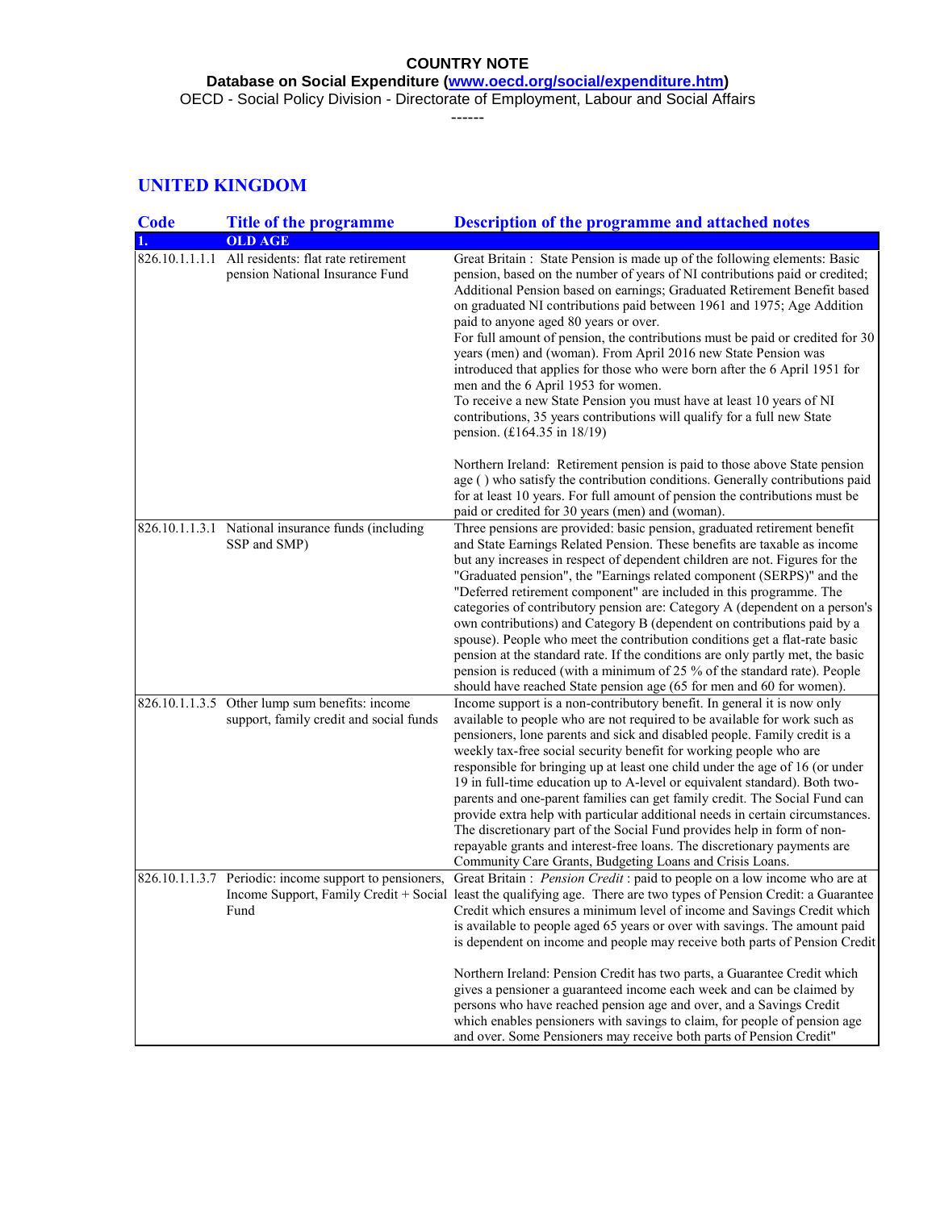**COUNTRY NOTE**

**Database on Social Expenditure ([www.oecd.org/social/expenditure.htm](www.oecd.org/social/expenditure.htm))**

OECD - Social Policy Division - Directorate of Employment, Labour and Social Affairs

------

## UNITED KINGDOM

| Code | Title of the programme | Description of the programme and attached notes |
|---|---|---|
| **1.** | **OLD AGE** | |
| 826.10.1.1.1.1 | All residents: flat rate retirement pension National Insurance Fund | Great Britain : State Pension is made up of the following elements: Basic pension, based on the number of years of NI contributions paid or credited; Additional Pension based on earnings; Graduated Retirement Benefit based on graduated NI contributions paid between 1961 and 1975; Age Addition paid to anyone aged 80 years or over.<br>For full amount of pension, the contributions must be paid or credited for 30 years (men) and (woman). From April 2016 new State Pension was introduced that applies for those who were born after the 6 April 1951 for men and the 6 April 1953 for women.<br>To receive a new State Pension you must have at least 10 years of NI contributions, 35 years contributions will qualify for a full new State pension. (£164.35 in 18/19)<br><br>Northern Ireland: Retirement pension is paid to those above State pension age ( ) who satisfy the contribution conditions. Generally contributions paid for at least 10 years. For full amount of pension the contributions must be paid or credited for 30 years (men) and (woman). |
| 826.10.1.1.3.1 | National insurance funds (including SSP and SMP) | Three pensions are provided: basic pension, graduated retirement benefit and State Earnings Related Pension. These benefits are taxable as income but any increases in respect of dependent children are not. Figures for the "Graduated pension", the "Earnings related component (SERPS)" and the "Deferred retirement component" are included in this programme. The categories of contributory pension are: Category A (dependent on a person's own contributions) and Category B (dependent on contributions paid by a spouse). People who meet the contribution conditions get a flat-rate basic pension at the standard rate. If the conditions are only partly met, the basic pension is reduced (with a minimum of 25 % of the standard rate). People should have reached State pension age (65 for men and 60 for women). |
| 826.10.1.1.3.5 | Other lump sum benefits: income support, family credit and social funds | Income support is a non-contributory benefit. In general it is now only available to people who are not required to be available for work such as pensioners, lone parents and sick and disabled people. Family credit is a weekly tax-free social security benefit for working people who are responsible for bringing up at least one child under the age of 16 (or under 19 in full-time education up to A-level or equivalent standard). Both two-parents and one-parent families can get family credit. The Social Fund can provide extra help with particular additional needs in certain circumstances. The discretionary part of the Social Fund provides help in form of non-repayable grants and interest-free loans. The discretionary payments are Community Care Grants, Budgeting Loans and Crisis Loans. |
| 826.10.1.1.3.7 | Periodic: income support to pensioners, Income Support, Family Credit + Social Fund | Great Britain : *Pension Credit* : paid to people on a low income who are at least the qualifying age. There are two types of Pension Credit: a Guarantee Credit which ensures a minimum level of income and Savings Credit which is available to people aged 65 years or over with savings. The amount paid is dependent on income and people may receive both parts of Pension Credit<br><br>Northern Ireland: Pension Credit has two parts, a Guarantee Credit which gives a pensioner a guaranteed income each week and can be claimed by persons who have reached pension age and over, and a Savings Credit which enables pensioners with savings to claim, for people of pension age and over. Some Pensioners may receive both parts of Pension Credit" |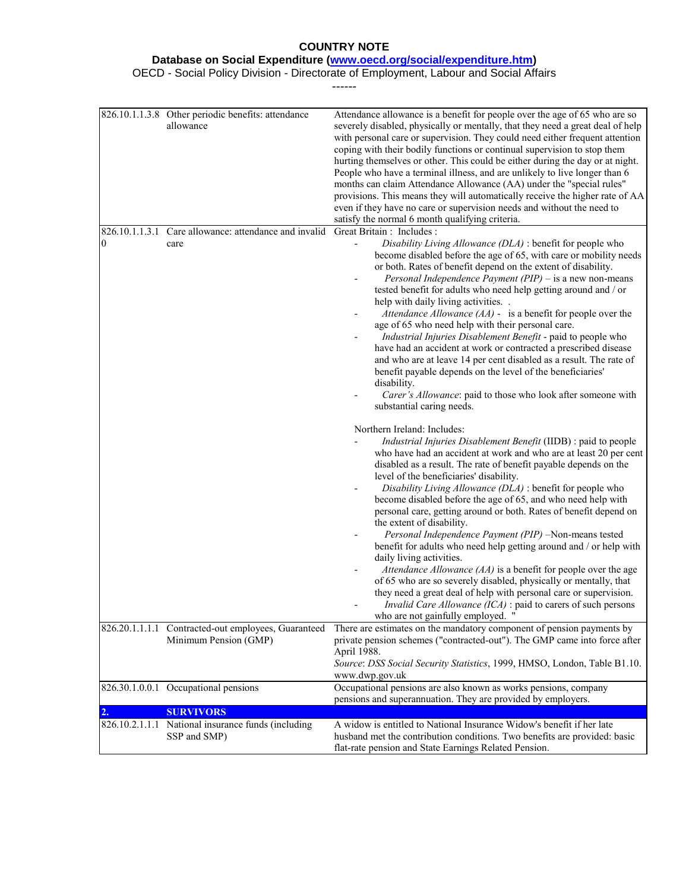**COUNTRY NOTE**

**Database on Social Expenditure ([www.oecd.org/social/expenditure.htm](www.oecd.org/social/expenditure.htm))**

OECD - Social Policy Division - Directorate of Employment, Labour and Social Affairs

------

| | | |
|---|---|---|
| 826.10.1.1.3.8 | Other periodic benefits: attendance allowance | Attendance allowance is a benefit for people over the age of 65 who are so severely disabled, physically or mentally, that they need a great deal of help with personal care or supervision. They could need either frequent attention coping with their bodily functions or continual supervision to stop them hurting themselves or other. This could be either during the day or at night. People who have a terminal illness, and are unlikely to live longer than 6 months can claim Attendance Allowance (AA) under the "special rules" provisions. This means they will automatically receive the higher rate of AA even if they have no care or supervision needs and without the need to satisfy the normal 6 month qualifying criteria. |
| 826.10.1.1.3.10 | Care allowance: attendance and invalid care | Great Britain : Includes :<br>- *Disability Living Allowance (DLA)* : benefit for people who become disabled before the age of 65, with care or mobility needs or both. Rates of benefit depend on the extent of disability.<br>- *Personal Independence Payment (PIP)* – is a new non-means tested benefit for adults who need help getting around and / or help with daily living activities. .<br>- *Attendance Allowance (AA)* - is a benefit for people over the age of 65 who need help with their personal care.<br>- *Industrial Injuries Disablement Benefit* - paid to people who have had an accident at work or contracted a prescribed disease and who are at leave 14 per cent disabled as a result. The rate of benefit payable depends on the level of the beneficiaries' disability.<br>- *Carer's Allowance*: paid to those who look after someone with substantial caring needs.<br><br>Northern Ireland: Includes:<br>- *Industrial Injuries Disablement Benefit* (IIDB) : paid to people who have had an accident at work and who are at least 20 per cent disabled as a result. The rate of benefit payable depends on the level of the beneficiaries' disability.<br>- *Disability Living Allowance (DLA)* : benefit for people who become disabled before the age of 65, and who need help with personal care, getting around or both. Rates of benefit depend on the extent of disability.<br>- *Personal Independence Payment (PIP)* –Non-means tested benefit for adults who need help getting around and / or help with daily living activities.<br>- *Attendance Allowance (AA)* is a benefit for people over the age of 65 who are so severely disabled, physically or mentally, that they need a great deal of help with personal care or supervision.<br>- *Invalid Care Allowance (ICA)* : paid to carers of such persons who are not gainfully employed. " |
| 826.20.1.1.1.1 | Contracted-out employees, Guaranteed Minimum Pension (GMP) | There are estimates on the mandatory component of pension payments by private pension schemes ("contracted-out"). The GMP came into force after April 1988.<br>*Source*: *DSS Social Security Statistics*, 1999, HMSO, London, Table B1.10. www.dwp.gov.uk |
| 826.30.1.0.0.1 | Occupational pensions | Occupational pensions are also known as works pensions, company pensions and superannuation. They are provided by employers. |
| **2.** | **SURVIVORS** | |
| 826.10.2.1.1.1 | National insurance funds (including SSP and SMP) | A widow is entitled to National Insurance Widow's benefit if her late husband met the contribution conditions. Two benefits are provided: basic flat-rate pension and State Earnings Related Pension. |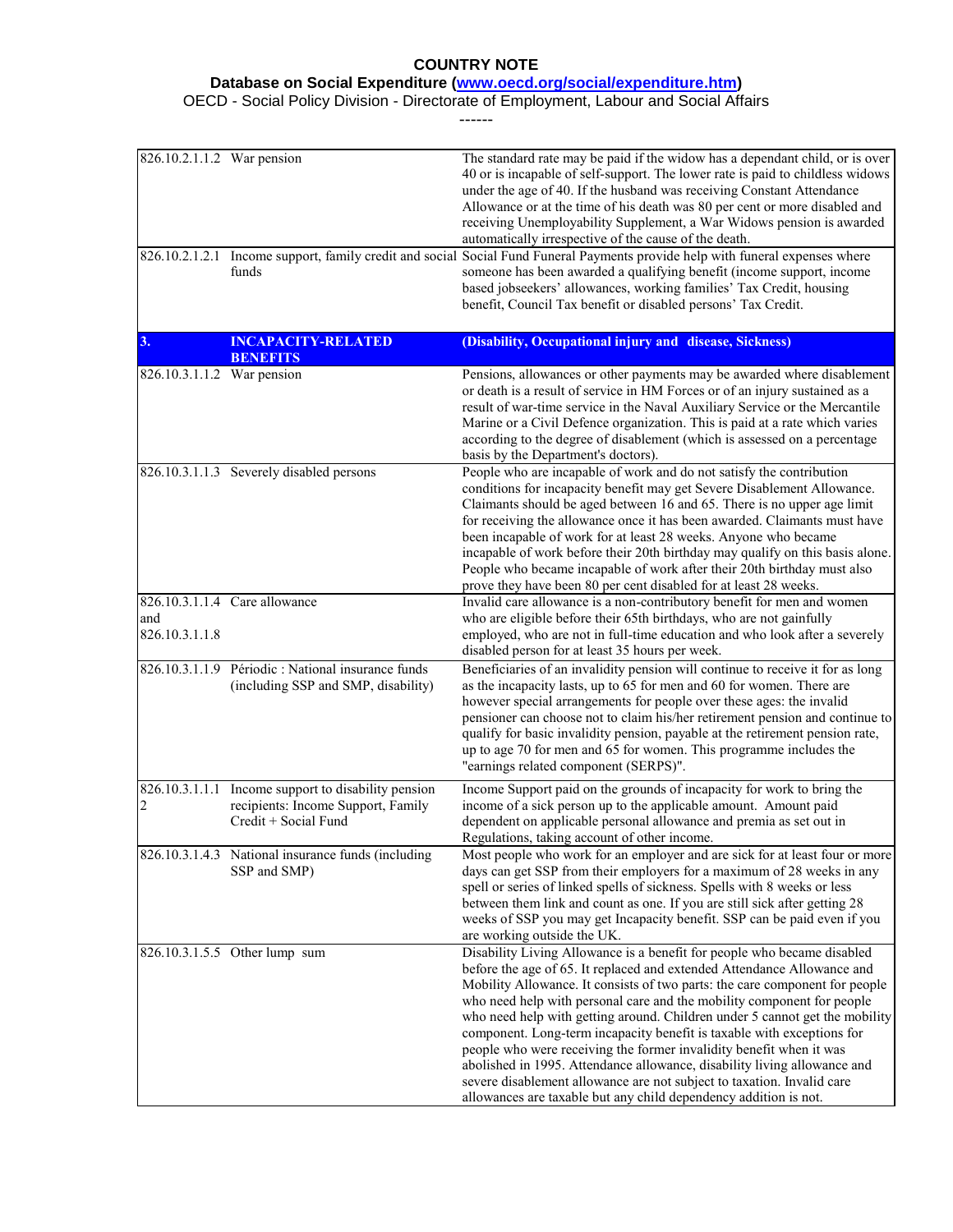**COUNTRY NOTE**

**Database on Social Expenditure ([www.oecd.org/social/expenditure.htm](www.oecd.org/social/expenditure.htm))**

OECD - Social Policy Division - Directorate of Employment, Labour and Social Affairs

------

| | | |
|---|---|---|
| 826.10.2.1.1.2 | War pension | The standard rate may be paid if the widow has a dependant child, or is over 40 or is incapable of self-support. The lower rate is paid to childless widows under the age of 40. If the husband was receiving Constant Attendance Allowance or at the time of his death was 80 per cent or more disabled and receiving Unemployability Supplement, a War Widows pension is awarded automatically irrespective of the cause of the death. |
| 826.10.2.1.2.1 | Income support, family credit and social funds | Social Fund Funeral Payments provide help with funeral expenses where someone has been awarded a qualifying benefit (income support, income based jobseekers' allowances, working families' Tax Credit, housing benefit, Council Tax benefit or disabled persons' Tax Credit. |
| **3.** | **INCAPACITY-RELATED BENEFITS** | **(Disability, Occupational injury and disease, Sickness)** |
| 826.10.3.1.1.2 | War pension | Pensions, allowances or other payments may be awarded where disablement or death is a result of service in HM Forces or of an injury sustained as a result of war-time service in the Naval Auxiliary Service or the Mercantile Marine or a Civil Defence organization. This is paid at a rate which varies according to the degree of disablement (which is assessed on a percentage basis by the Department's doctors). |
| 826.10.3.1.1.3 | Severely disabled persons | People who are incapable of work and do not satisfy the contribution conditions for incapacity benefit may get Severe Disablement Allowance. Claimants should be aged between 16 and 65. There is no upper age limit for receiving the allowance once it has been awarded. Claimants must have been incapable of work for at least 28 weeks. Anyone who became incapable of work before their 20th birthday may qualify on this basis alone. People who became incapable of work after their 20th birthday must also prove they have been 80 per cent disabled for at least 28 weeks. |
| 826.10.3.1.1.4 and 826.10.3.1.1.8 | Care allowance | Invalid care allowance is a non-contributory benefit for men and women who are eligible before their 65th birthdays, who are not gainfully employed, who are not in full-time education and who look after a severely disabled person for at least 35 hours per week. |
| 826.10.3.1.1.9 | Périodic : National insurance funds (including SSP and SMP, disability) | Beneficiaries of an invalidity pension will continue to receive it for as long as the incapacity lasts, up to 65 for men and 60 for women. There are however special arrangements for people over these ages: the invalid pensioner can choose not to claim his/her retirement pension and continue to qualify for basic invalidity pension, payable at the retirement pension rate, up to age 70 for men and 65 for women. This programme includes the "earnings related component (SERPS)". |
| 826.10.3.1.1.12 | Income support to disability pension recipients: Income Support, Family Credit + Social Fund | Income Support paid on the grounds of incapacity for work to bring the income of a sick person up to the applicable amount. Amount paid dependent on applicable personal allowance and premia as set out in Regulations, taking account of other income. |
| 826.10.3.1.4.3 | National insurance funds (including SSP and SMP) | Most people who work for an employer and are sick for at least four or more days can get SSP from their employers for a maximum of 28 weeks in any spell or series of linked spells of sickness. Spells with 8 weeks or less between them link and count as one. If you are still sick after getting 28 weeks of SSP you may get Incapacity benefit. SSP can be paid even if you are working outside the UK. |
| 826.10.3.1.5.5 | Other lump sum | Disability Living Allowance is a benefit for people who became disabled before the age of 65. It replaced and extended Attendance Allowance and Mobility Allowance. It consists of two parts: the care component for people who need help with personal care and the mobility component for people who need help with getting around. Children under 5 cannot get the mobility component. Long-term incapacity benefit is taxable with exceptions for people who were receiving the former invalidity benefit when it was abolished in 1995. Attendance allowance, disability living allowance and severe disablement allowance are not subject to taxation. Invalid care allowances are taxable but any child dependency addition is not. |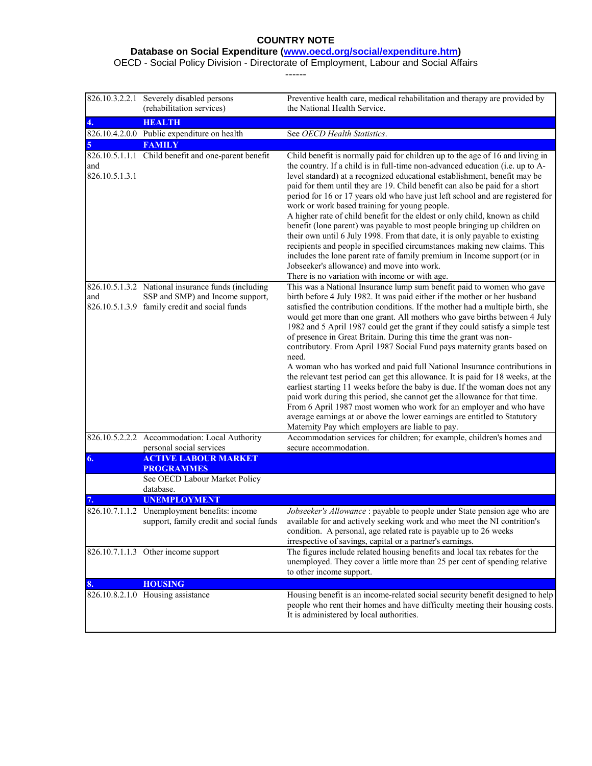**COUNTRY NOTE**

**Database on Social Expenditure (www.oecd.org/social/expenditure.htm)**

OECD - Social Policy Division - Directorate of Employment, Labour and Social Affairs

------

| | | |
|---|---|---|
| 826.10.3.2.2.1 | Severely disabled persons (rehabilitation services) | Preventive health care, medical rehabilitation and therapy are provided by the National Health Service. |
| **4.** | **HEALTH** | |
| 826.10.4.2.0.0 | Public expenditure on health | See *OECD Health Statistics*. |
| **5** | **FAMILY** | |
| 826.10.5.1.1.1 and 826.10.5.1.3.1 | Child benefit and one-parent benefit | Child benefit is normally paid for children up to the age of 16 and living in the country. If a child is in full-time non-advanced education (i.e. up to A-level standard) at a recognized educational establishment, benefit may be paid for them until they are 19. Child benefit can also be paid for a short period for 16 or 17 years old who have just left school and are registered for work or work based training for young people. A higher rate of child benefit for the eldest or only child, known as child benefit (lone parent) was payable to most people bringing up children on their own until 6 July 1998. From that date, it is only payable to existing recipients and people in specified circumstances making new claims. This includes the lone parent rate of family premium in Income support (or in Jobseeker's allowance) and move into work. There is no variation with income or with age. |
| 826.10.5.1.3.2 and 826.10.5.1.3.9 | National insurance funds (including SSP and SMP) and Income support, family credit and social funds | This was a National Insurance lump sum benefit paid to women who gave birth before 4 July 1982. It was paid either if the mother or her husband satisfied the contribution conditions. If the mother had a multiple birth, she would get more than one grant. All mothers who gave births between 4 July 1982 and 5 April 1987 could get the grant if they could satisfy a simple test of presence in Great Britain. During this time the grant was non-contributory. From April 1987 Social Fund pays maternity grants based on need. A woman who has worked and paid full National Insurance contributions in the relevant test period can get this allowance. It is paid for 18 weeks, at the earliest starting 11 weeks before the baby is due. If the woman does not any paid work during this period, she cannot get the allowance for that time. From 6 April 1987 most women who work for an employer and who have average earnings at or above the lower earnings are entitled to Statutory Maternity Pay which employers are liable to pay. |
| 826.10.5.2.2.2 | Accommodation: Local Authority personal social services | Accommodation services for children; for example, children's homes and secure accommodation. |
| **6.** | **ACTIVE LABOUR MARKET PROGRAMMES** | |
| | See OECD Labour Market Policy database. | |
| **7.** | **UNEMPLOYMENT** | |
| 826.10.7.1.1.2 | Unemployment benefits: income support, family credit and social funds | *Jobseeker's Allowance* : payable to people under State pension age who are available for and actively seeking work and who meet the NI contrition's condition. A personal, age related rate is payable up to 26 weeks irrespective of savings, capital or a partner's earnings. |
| 826.10.7.1.1.3 | Other income support | The figures include related housing benefits and local tax rebates for the unemployed. They cover a little more than 25 per cent of spending relative to other income support. |
| **8.** | **HOUSING** | |
| 826.10.8.2.1.0 | Housing assistance | Housing benefit is an income-related social security benefit designed to help people who rent their homes and have difficulty meeting their housing costs. It is administered by local authorities. |